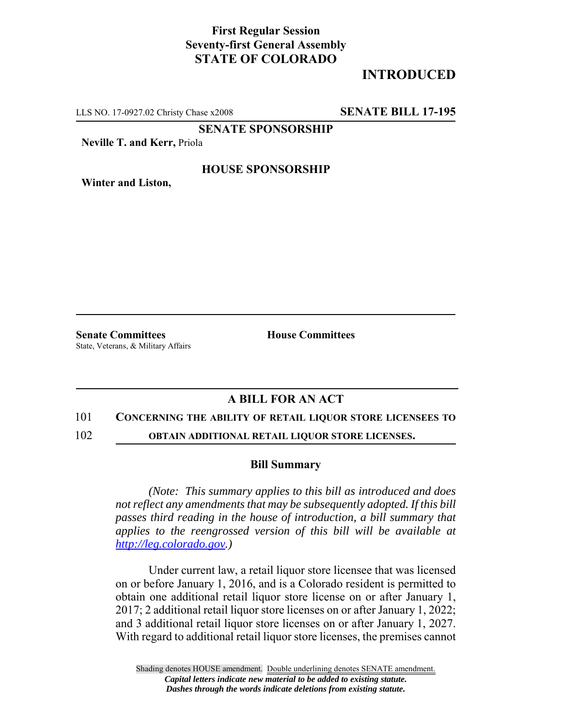**First Regular Session**
**Seventy-first General Assembly**
**STATE OF COLORADO**

# INTRODUCED

LLS NO. 17-0927.02 Christy Chase x2008 **SENATE BILL 17-195**

**SENATE SPONSORSHIP**

**Neville T. and Kerr,** Priola

**HOUSE SPONSORSHIP**

**Winter and Liston,**

**Senate Committees**
State, Veterans, & Military Affairs

**House Committees**

## A BILL FOR AN ACT

101 **CONCERNING THE ABILITY OF RETAIL LIQUOR STORE LICENSEES TO**
102 **OBTAIN ADDITIONAL RETAIL LIQUOR STORE LICENSES.**

### Bill Summary

*(Note: This summary applies to this bill as introduced and does not reflect any amendments that may be subsequently adopted. If this bill passes third reading in the house of introduction, a bill summary that applies to the reengrossed version of this bill will be available at http://leg.colorado.gov.)*

Under current law, a retail liquor store licensee that was licensed on or before January 1, 2016, and is a Colorado resident is permitted to obtain one additional retail liquor store license on or after January 1, 2017; 2 additional retail liquor store licenses on or after January 1, 2022; and 3 additional retail liquor store licenses on or after January 1, 2027. With regard to additional retail liquor store licenses, the premises cannot

Shading denotes HOUSE amendment. Double underlining denotes SENATE amendment.
*Capital letters indicate new material to be added to existing statute.*
*Dashes through the words indicate deletions from existing statute.*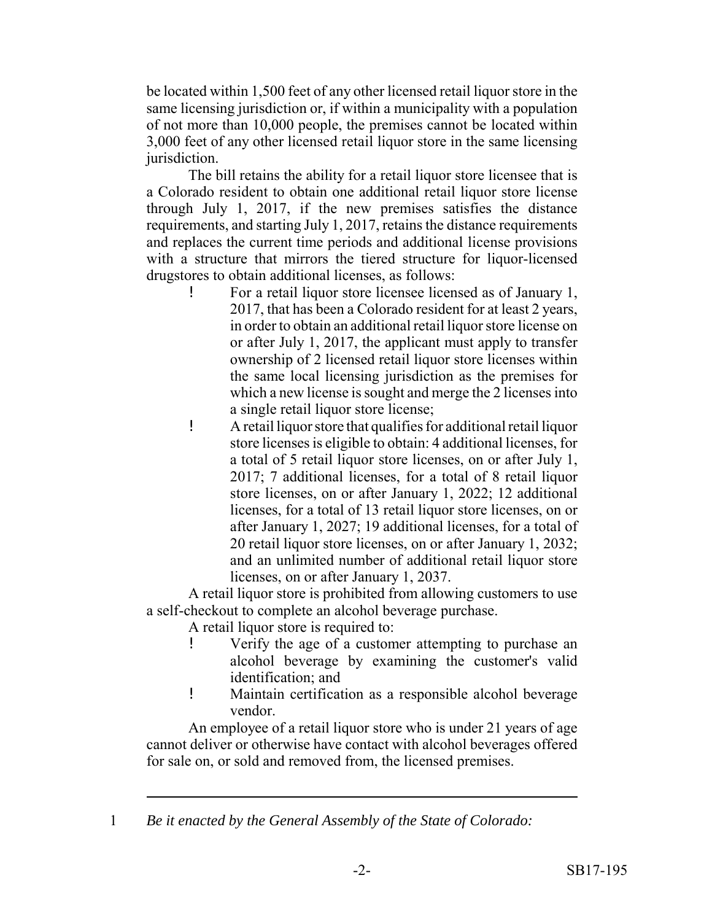be located within 1,500 feet of any other licensed retail liquor store in the same licensing jurisdiction or, if within a municipality with a population of not more than 10,000 people, the premises cannot be located within 3,000 feet of any other licensed retail liquor store in the same licensing jurisdiction.

The bill retains the ability for a retail liquor store licensee that is a Colorado resident to obtain one additional retail liquor store license through July 1, 2017, if the new premises satisfies the distance requirements, and starting July 1, 2017, retains the distance requirements and replaces the current time periods and additional license provisions with a structure that mirrors the tiered structure for liquor-licensed drugstores to obtain additional licenses, as follows:

- For a retail liquor store licensee licensed as of January 1, 2017, that has been a Colorado resident for at least 2 years, in order to obtain an additional retail liquor store license on or after July 1, 2017, the applicant must apply to transfer ownership of 2 licensed retail liquor store licenses within the same local licensing jurisdiction as the premises for which a new license is sought and merge the 2 licenses into a single retail liquor store license;
- A retail liquor store that qualifies for additional retail liquor store licenses is eligible to obtain: 4 additional licenses, for a total of 5 retail liquor store licenses, on or after July 1, 2017; 7 additional licenses, for a total of 8 retail liquor store licenses, on or after January 1, 2022; 12 additional licenses, for a total of 13 retail liquor store licenses, on or after January 1, 2027; 19 additional licenses, for a total of 20 retail liquor store licenses, on or after January 1, 2032; and an unlimited number of additional retail liquor store licenses, on or after January 1, 2037.

A retail liquor store is prohibited from allowing customers to use a self-checkout to complete an alcohol beverage purchase.

A retail liquor store is required to:

- Verify the age of a customer attempting to purchase an alcohol beverage by examining the customer's valid identification; and
- Maintain certification as a responsible alcohol beverage vendor.

An employee of a retail liquor store who is under 21 years of age cannot deliver or otherwise have contact with alcohol beverages offered for sale on, or sold and removed from, the licensed premises.

---

1 *Be it enacted by the General Assembly of the State of Colorado:*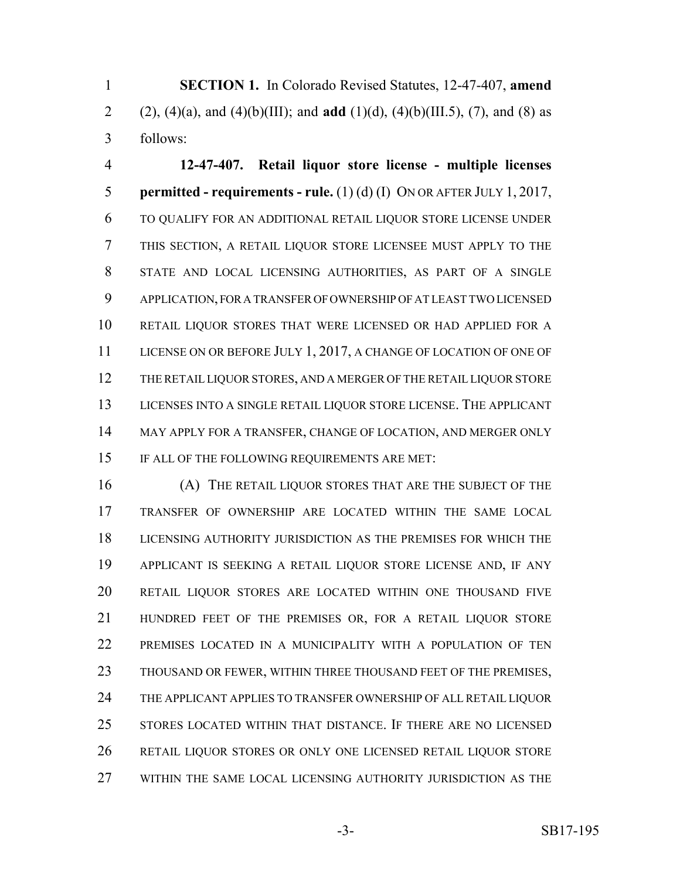**SECTION 1.** In Colorado Revised Statutes, 12-47-407, **amend** (2), (4)(a), and (4)(b)(III); and **add** (1)(d), (4)(b)(III.5), (7), and (8) as follows:

**12-47-407. Retail liquor store license - multiple licenses permitted - requirements - rule.** (1) (d) (I) ON OR AFTER JULY 1, 2017, TO QUALIFY FOR AN ADDITIONAL RETAIL LIQUOR STORE LICENSE UNDER THIS SECTION, A RETAIL LIQUOR STORE LICENSEE MUST APPLY TO THE STATE AND LOCAL LICENSING AUTHORITIES, AS PART OF A SINGLE APPLICATION, FOR A TRANSFER OF OWNERSHIP OF AT LEAST TWO LICENSED RETAIL LIQUOR STORES THAT WERE LICENSED OR HAD APPLIED FOR A LICENSE ON OR BEFORE JULY 1, 2017, A CHANGE OF LOCATION OF ONE OF THE RETAIL LIQUOR STORES, AND A MERGER OF THE RETAIL LIQUOR STORE LICENSES INTO A SINGLE RETAIL LIQUOR STORE LICENSE. THE APPLICANT MAY APPLY FOR A TRANSFER, CHANGE OF LOCATION, AND MERGER ONLY IF ALL OF THE FOLLOWING REQUIREMENTS ARE MET:

(A) THE RETAIL LIQUOR STORES THAT ARE THE SUBJECT OF THE TRANSFER OF OWNERSHIP ARE LOCATED WITHIN THE SAME LOCAL LICENSING AUTHORITY JURISDICTION AS THE PREMISES FOR WHICH THE APPLICANT IS SEEKING A RETAIL LIQUOR STORE LICENSE AND, IF ANY RETAIL LIQUOR STORES ARE LOCATED WITHIN ONE THOUSAND FIVE HUNDRED FEET OF THE PREMISES OR, FOR A RETAIL LIQUOR STORE PREMISES LOCATED IN A MUNICIPALITY WITH A POPULATION OF TEN THOUSAND OR FEWER, WITHIN THREE THOUSAND FEET OF THE PREMISES, THE APPLICANT APPLIES TO TRANSFER OWNERSHIP OF ALL RETAIL LIQUOR STORES LOCATED WITHIN THAT DISTANCE. IF THERE ARE NO LICENSED RETAIL LIQUOR STORES OR ONLY ONE LICENSED RETAIL LIQUOR STORE WITHIN THE SAME LOCAL LICENSING AUTHORITY JURISDICTION AS THE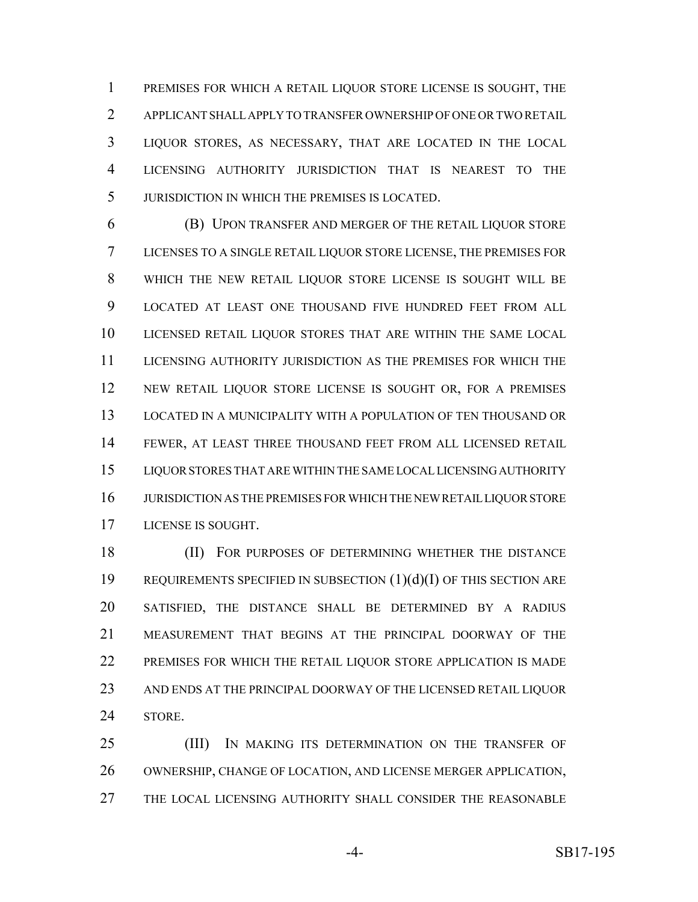PREMISES FOR WHICH A RETAIL LIQUOR STORE LICENSE IS SOUGHT, THE APPLICANT SHALL APPLY TO TRANSFER OWNERSHIP OF ONE OR TWO RETAIL LIQUOR STORES, AS NECESSARY, THAT ARE LOCATED IN THE LOCAL LICENSING AUTHORITY JURISDICTION THAT IS NEAREST TO THE JURISDICTION IN WHICH THE PREMISES IS LOCATED.

(B) UPON TRANSFER AND MERGER OF THE RETAIL LIQUOR STORE LICENSES TO A SINGLE RETAIL LIQUOR STORE LICENSE, THE PREMISES FOR WHICH THE NEW RETAIL LIQUOR STORE LICENSE IS SOUGHT WILL BE LOCATED AT LEAST ONE THOUSAND FIVE HUNDRED FEET FROM ALL LICENSED RETAIL LIQUOR STORES THAT ARE WITHIN THE SAME LOCAL LICENSING AUTHORITY JURISDICTION AS THE PREMISES FOR WHICH THE NEW RETAIL LIQUOR STORE LICENSE IS SOUGHT OR, FOR A PREMISES LOCATED IN A MUNICIPALITY WITH A POPULATION OF TEN THOUSAND OR FEWER, AT LEAST THREE THOUSAND FEET FROM ALL LICENSED RETAIL LIQUOR STORES THAT ARE WITHIN THE SAME LOCAL LICENSING AUTHORITY JURISDICTION AS THE PREMISES FOR WHICH THE NEW RETAIL LIQUOR STORE LICENSE IS SOUGHT.

(II) FOR PURPOSES OF DETERMINING WHETHER THE DISTANCE REQUIREMENTS SPECIFIED IN SUBSECTION (1)(d)(I) OF THIS SECTION ARE SATISFIED, THE DISTANCE SHALL BE DETERMINED BY A RADIUS MEASUREMENT THAT BEGINS AT THE PRINCIPAL DOORWAY OF THE PREMISES FOR WHICH THE RETAIL LIQUOR STORE APPLICATION IS MADE AND ENDS AT THE PRINCIPAL DOORWAY OF THE LICENSED RETAIL LIQUOR STORE.

(III) IN MAKING ITS DETERMINATION ON THE TRANSFER OF OWNERSHIP, CHANGE OF LOCATION, AND LICENSE MERGER APPLICATION, THE LOCAL LICENSING AUTHORITY SHALL CONSIDER THE REASONABLE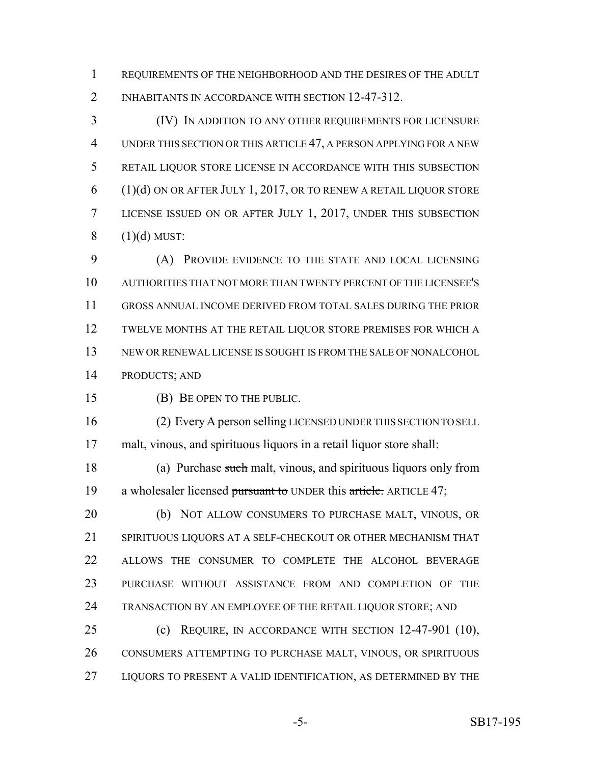REQUIREMENTS OF THE NEIGHBORHOOD AND THE DESIRES OF THE ADULT INHABITANTS IN ACCORDANCE WITH SECTION 12-47-312.

(IV) IN ADDITION TO ANY OTHER REQUIREMENTS FOR LICENSURE UNDER THIS SECTION OR THIS ARTICLE 47, A PERSON APPLYING FOR A NEW RETAIL LIQUOR STORE LICENSE IN ACCORDANCE WITH THIS SUBSECTION (1)(d) ON OR AFTER JULY 1, 2017, OR TO RENEW A RETAIL LIQUOR STORE LICENSE ISSUED ON OR AFTER JULY 1, 2017, UNDER THIS SUBSECTION (1)(d) MUST:

(A) PROVIDE EVIDENCE TO THE STATE AND LOCAL LICENSING AUTHORITIES THAT NOT MORE THAN TWENTY PERCENT OF THE LICENSEE'S GROSS ANNUAL INCOME DERIVED FROM TOTAL SALES DURING THE PRIOR TWELVE MONTHS AT THE RETAIL LIQUOR STORE PREMISES FOR WHICH A NEW OR RENEWAL LICENSE IS SOUGHT IS FROM THE SALE OF NONALCOHOL PRODUCTS; AND

(B) BE OPEN TO THE PUBLIC.

(2) ~~Every~~ A person ~~selling~~ LICENSED UNDER THIS SECTION TO SELL malt, vinous, and spirituous liquors in a retail liquor store shall:

(a) Purchase ~~such~~ malt, vinous, and spirituous liquors only from a wholesaler licensed ~~pursuant to~~ UNDER this ~~article.~~ ARTICLE 47;

(b) NOT ALLOW CONSUMERS TO PURCHASE MALT, VINOUS, OR SPIRITUOUS LIQUORS AT A SELF-CHECKOUT OR OTHER MECHANISM THAT ALLOWS THE CONSUMER TO COMPLETE THE ALCOHOL BEVERAGE PURCHASE WITHOUT ASSISTANCE FROM AND COMPLETION OF THE TRANSACTION BY AN EMPLOYEE OF THE RETAIL LIQUOR STORE; AND

(c) REQUIRE, IN ACCORDANCE WITH SECTION 12-47-901 (10), CONSUMERS ATTEMPTING TO PURCHASE MALT, VINOUS, OR SPIRITUOUS LIQUORS TO PRESENT A VALID IDENTIFICATION, AS DETERMINED BY THE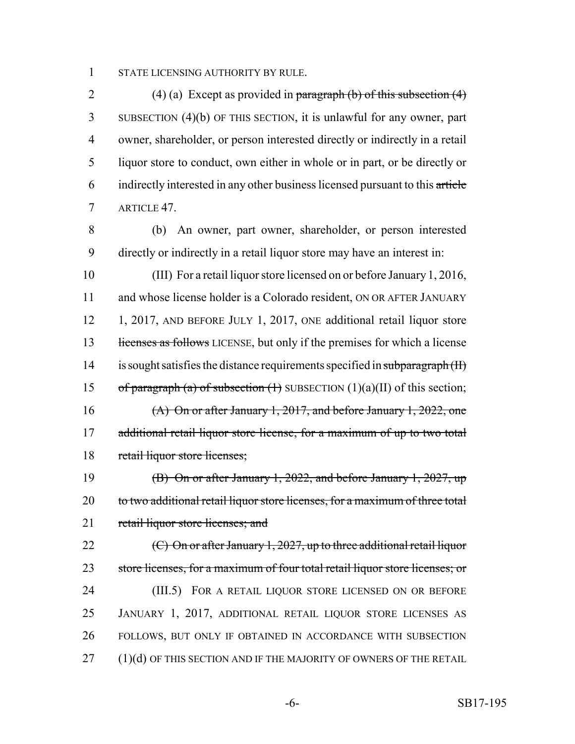STATE LICENSING AUTHORITY BY RULE.

(4) (a) Except as provided in ~~paragraph (b) of this subsection (4)~~ SUBSECTION (4)(b) OF THIS SECTION, it is unlawful for any owner, part owner, shareholder, or person interested directly or indirectly in a retail liquor store to conduct, own either in whole or in part, or be directly or indirectly interested in any other business licensed pursuant to this ~~article~~ ARTICLE 47.

(b) An owner, part owner, shareholder, or person interested directly or indirectly in a retail liquor store may have an interest in:

(III) For a retail liquor store licensed on or before January 1, 2016, and whose license holder is a Colorado resident, ON OR AFTER JANUARY 1, 2017, AND BEFORE JULY 1, 2017, ONE additional retail liquor store ~~licenses as follows~~ LICENSE, but only if the premises for which a license is sought satisfies the distance requirements specified in ~~subparagraph (II) of paragraph (a) of subsection (1)~~ SUBSECTION (1)(a)(II) of this section;

~~(A) On or after January 1, 2017, and before January 1, 2022, one additional retail liquor store license, for a maximum of up to two total retail liquor store licenses;~~

~~(B) On or after January 1, 2022, and before January 1, 2027, up to two additional retail liquor store licenses, for a maximum of three total retail liquor store licenses; and~~

~~(C) On or after January 1, 2027, up to three additional retail liquor store licenses, for a maximum of four total retail liquor store licenses; or~~

(III.5) FOR A RETAIL LIQUOR STORE LICENSED ON OR BEFORE JANUARY 1, 2017, ADDITIONAL RETAIL LIQUOR STORE LICENSES AS FOLLOWS, BUT ONLY IF OBTAINED IN ACCORDANCE WITH SUBSECTION (1)(d) OF THIS SECTION AND IF THE MAJORITY OF OWNERS OF THE RETAIL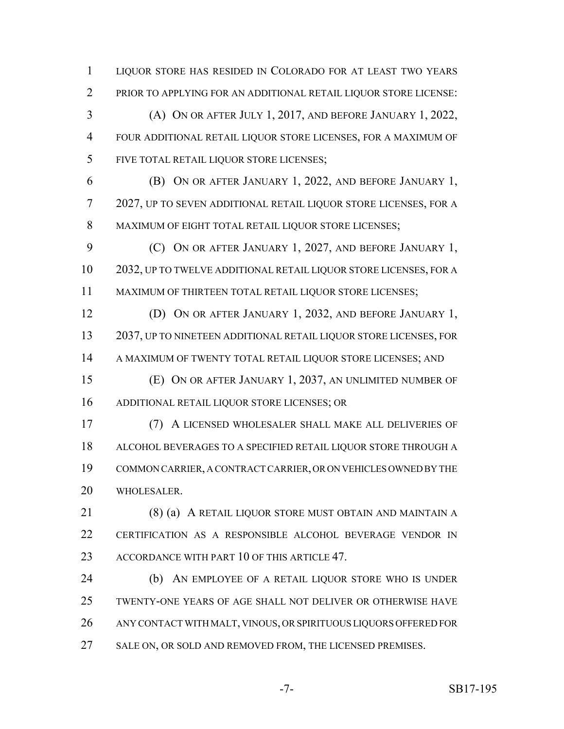LIQUOR STORE HAS RESIDED IN COLORADO FOR AT LEAST TWO YEARS PRIOR TO APPLYING FOR AN ADDITIONAL RETAIL LIQUOR STORE LICENSE:

(A) ON OR AFTER JULY 1, 2017, AND BEFORE JANUARY 1, 2022, FOUR ADDITIONAL RETAIL LIQUOR STORE LICENSES, FOR A MAXIMUM OF FIVE TOTAL RETAIL LIQUOR STORE LICENSES;

(B) ON OR AFTER JANUARY 1, 2022, AND BEFORE JANUARY 1, 2027, UP TO SEVEN ADDITIONAL RETAIL LIQUOR STORE LICENSES, FOR A MAXIMUM OF EIGHT TOTAL RETAIL LIQUOR STORE LICENSES;

(C) ON OR AFTER JANUARY 1, 2027, AND BEFORE JANUARY 1, 2032, UP TO TWELVE ADDITIONAL RETAIL LIQUOR STORE LICENSES, FOR A MAXIMUM OF THIRTEEN TOTAL RETAIL LIQUOR STORE LICENSES;

(D) ON OR AFTER JANUARY 1, 2032, AND BEFORE JANUARY 1, 2037, UP TO NINETEEN ADDITIONAL RETAIL LIQUOR STORE LICENSES, FOR A MAXIMUM OF TWENTY TOTAL RETAIL LIQUOR STORE LICENSES; AND

(E) ON OR AFTER JANUARY 1, 2037, AN UNLIMITED NUMBER OF ADDITIONAL RETAIL LIQUOR STORE LICENSES; OR

(7) A LICENSED WHOLESALER SHALL MAKE ALL DELIVERIES OF ALCOHOL BEVERAGES TO A SPECIFIED RETAIL LIQUOR STORE THROUGH A COMMON CARRIER, A CONTRACT CARRIER, OR ON VEHICLES OWNED BY THE WHOLESALER.

(8) (a) A RETAIL LIQUOR STORE MUST OBTAIN AND MAINTAIN A CERTIFICATION AS A RESPONSIBLE ALCOHOL BEVERAGE VENDOR IN ACCORDANCE WITH PART 10 OF THIS ARTICLE 47.

(b) AN EMPLOYEE OF A RETAIL LIQUOR STORE WHO IS UNDER TWENTY-ONE YEARS OF AGE SHALL NOT DELIVER OR OTHERWISE HAVE ANY CONTACT WITH MALT, VINOUS, OR SPIRITUOUS LIQUORS OFFERED FOR SALE ON, OR SOLD AND REMOVED FROM, THE LICENSED PREMISES.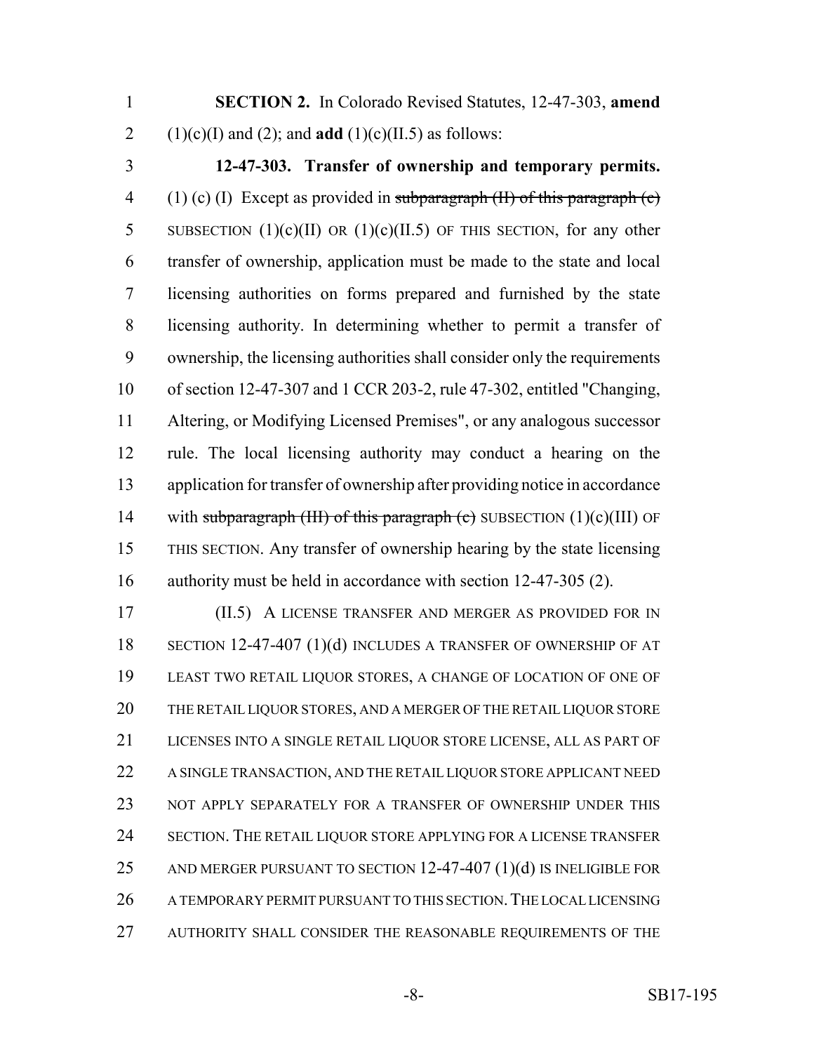**SECTION 2.** In Colorado Revised Statutes, 12-47-303, **amend** (1)(c)(I) and (2); and **add** (1)(c)(II.5) as follows:

**12-47-303. Transfer of ownership and temporary permits.** (1) (c) (I) Except as provided in ~~subparagraph (II) of this paragraph (c)~~ SUBSECTION (1)(c)(II) OR (1)(c)(II.5) OF THIS SECTION, for any other transfer of ownership, application must be made to the state and local licensing authorities on forms prepared and furnished by the state licensing authority. In determining whether to permit a transfer of ownership, the licensing authorities shall consider only the requirements of section 12-47-307 and 1 CCR 203-2, rule 47-302, entitled "Changing, Altering, or Modifying Licensed Premises", or any analogous successor rule. The local licensing authority may conduct a hearing on the application for transfer of ownership after providing notice in accordance with ~~subparagraph (III) of this paragraph (c)~~ SUBSECTION (1)(c)(III) OF THIS SECTION. Any transfer of ownership hearing by the state licensing authority must be held in accordance with section 12-47-305 (2).

(II.5) A LICENSE TRANSFER AND MERGER AS PROVIDED FOR IN SECTION 12-47-407 (1)(d) INCLUDES A TRANSFER OF OWNERSHIP OF AT LEAST TWO RETAIL LIQUOR STORES, A CHANGE OF LOCATION OF ONE OF THE RETAIL LIQUOR STORES, AND A MERGER OF THE RETAIL LIQUOR STORE LICENSES INTO A SINGLE RETAIL LIQUOR STORE LICENSE, ALL AS PART OF A SINGLE TRANSACTION, AND THE RETAIL LIQUOR STORE APPLICANT NEED NOT APPLY SEPARATELY FOR A TRANSFER OF OWNERSHIP UNDER THIS SECTION. THE RETAIL LIQUOR STORE APPLYING FOR A LICENSE TRANSFER AND MERGER PURSUANT TO SECTION 12-47-407 (1)(d) IS INELIGIBLE FOR A TEMPORARY PERMIT PURSUANT TO THIS SECTION. THE LOCAL LICENSING AUTHORITY SHALL CONSIDER THE REASONABLE REQUIREMENTS OF THE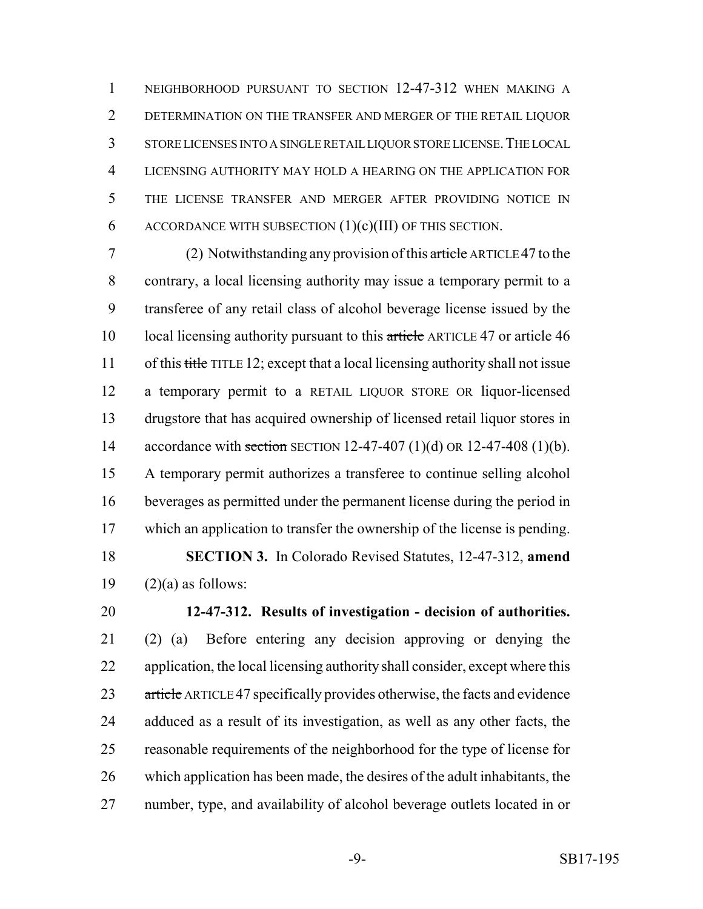NEIGHBORHOOD PURSUANT TO SECTION 12-47-312 WHEN MAKING A DETERMINATION ON THE TRANSFER AND MERGER OF THE RETAIL LIQUOR STORE LICENSES INTO A SINGLE RETAIL LIQUOR STORE LICENSE. THE LOCAL LICENSING AUTHORITY MAY HOLD A HEARING ON THE APPLICATION FOR THE LICENSE TRANSFER AND MERGER AFTER PROVIDING NOTICE IN ACCORDANCE WITH SUBSECTION (1)(c)(III) OF THIS SECTION.

(2) Notwithstanding any provision of this ~~article~~ ARTICLE 47 to the contrary, a local licensing authority may issue a temporary permit to a transferee of any retail class of alcohol beverage license issued by the local licensing authority pursuant to this ~~article~~ ARTICLE 47 or article 46 of this ~~title~~ TITLE 12; except that a local licensing authority shall not issue a temporary permit to a RETAIL LIQUOR STORE OR liquor-licensed drugstore that has acquired ownership of licensed retail liquor stores in accordance with ~~section~~ SECTION 12-47-407 (1)(d) OR 12-47-408 (1)(b). A temporary permit authorizes a transferee to continue selling alcohol beverages as permitted under the permanent license during the period in which an application to transfer the ownership of the license is pending.

**SECTION 3.** In Colorado Revised Statutes, 12-47-312, **amend** (2)(a) as follows:

**12-47-312. Results of investigation - decision of authorities.** (2) (a) Before entering any decision approving or denying the application, the local licensing authority shall consider, except where this ~~article~~ ARTICLE 47 specifically provides otherwise, the facts and evidence adduced as a result of its investigation, as well as any other facts, the reasonable requirements of the neighborhood for the type of license for which application has been made, the desires of the adult inhabitants, the number, type, and availability of alcohol beverage outlets located in or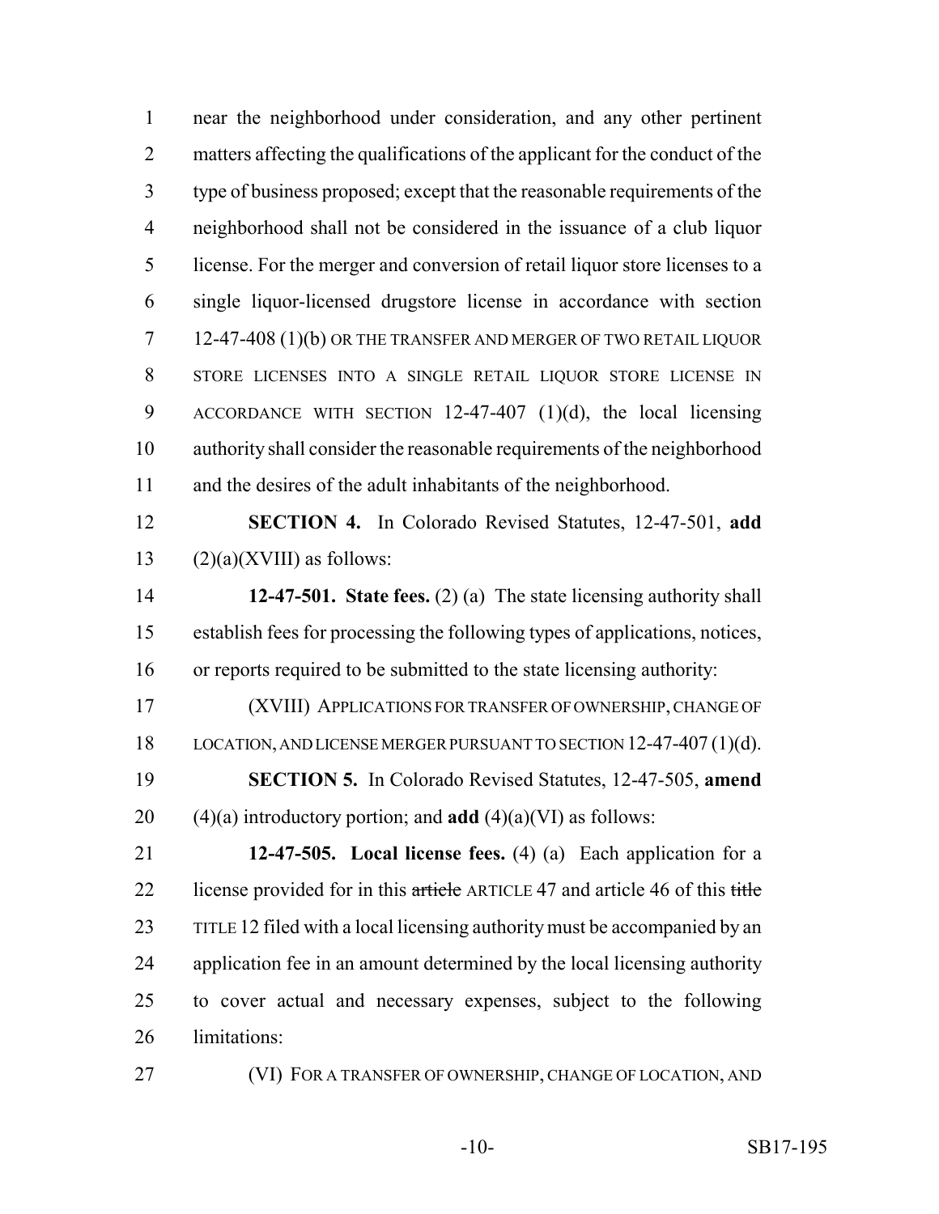near the neighborhood under consideration, and any other pertinent matters affecting the qualifications of the applicant for the conduct of the type of business proposed; except that the reasonable requirements of the neighborhood shall not be considered in the issuance of a club liquor license. For the merger and conversion of retail liquor store licenses to a single liquor-licensed drugstore license in accordance with section 12-47-408 (1)(b) OR THE TRANSFER AND MERGER OF TWO RETAIL LIQUOR STORE LICENSES INTO A SINGLE RETAIL LIQUOR STORE LICENSE IN ACCORDANCE WITH SECTION 12-47-407 (1)(d), the local licensing authority shall consider the reasonable requirements of the neighborhood and the desires of the adult inhabitants of the neighborhood.

**SECTION 4.** In Colorado Revised Statutes, 12-47-501, **add** (2)(a)(XVIII) as follows:

**12-47-501. State fees.** (2) (a) The state licensing authority shall establish fees for processing the following types of applications, notices, or reports required to be submitted to the state licensing authority:

(XVIII) APPLICATIONS FOR TRANSFER OF OWNERSHIP, CHANGE OF LOCATION, AND LICENSE MERGER PURSUANT TO SECTION 12-47-407 (1)(d).

**SECTION 5.** In Colorado Revised Statutes, 12-47-505, **amend** (4)(a) introductory portion; and **add** (4)(a)(VI) as follows:

**12-47-505. Local license fees.** (4) (a) Each application for a license provided for in this ~~article~~ ARTICLE 47 and article 46 of this ~~title~~ TITLE 12 filed with a local licensing authority must be accompanied by an application fee in an amount determined by the local licensing authority to cover actual and necessary expenses, subject to the following limitations:

(VI) FOR A TRANSFER OF OWNERSHIP, CHANGE OF LOCATION, AND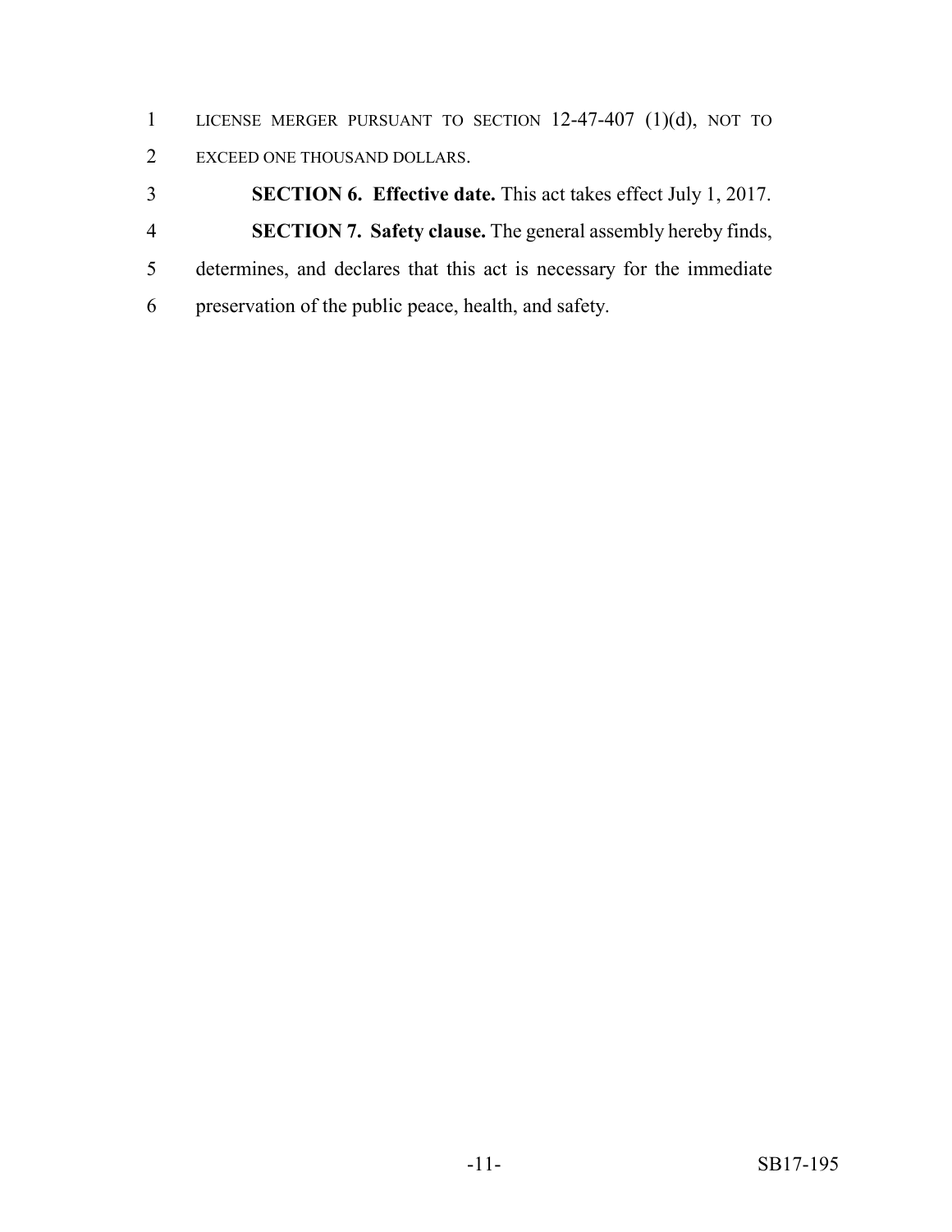LICENSE MERGER PURSUANT TO SECTION 12-47-407 (1)(d), NOT TO EXCEED ONE THOUSAND DOLLARS.

**SECTION 6. Effective date.** This act takes effect July 1, 2017.

**SECTION 7. Safety clause.** The general assembly hereby finds, determines, and declares that this act is necessary for the immediate preservation of the public peace, health, and safety.